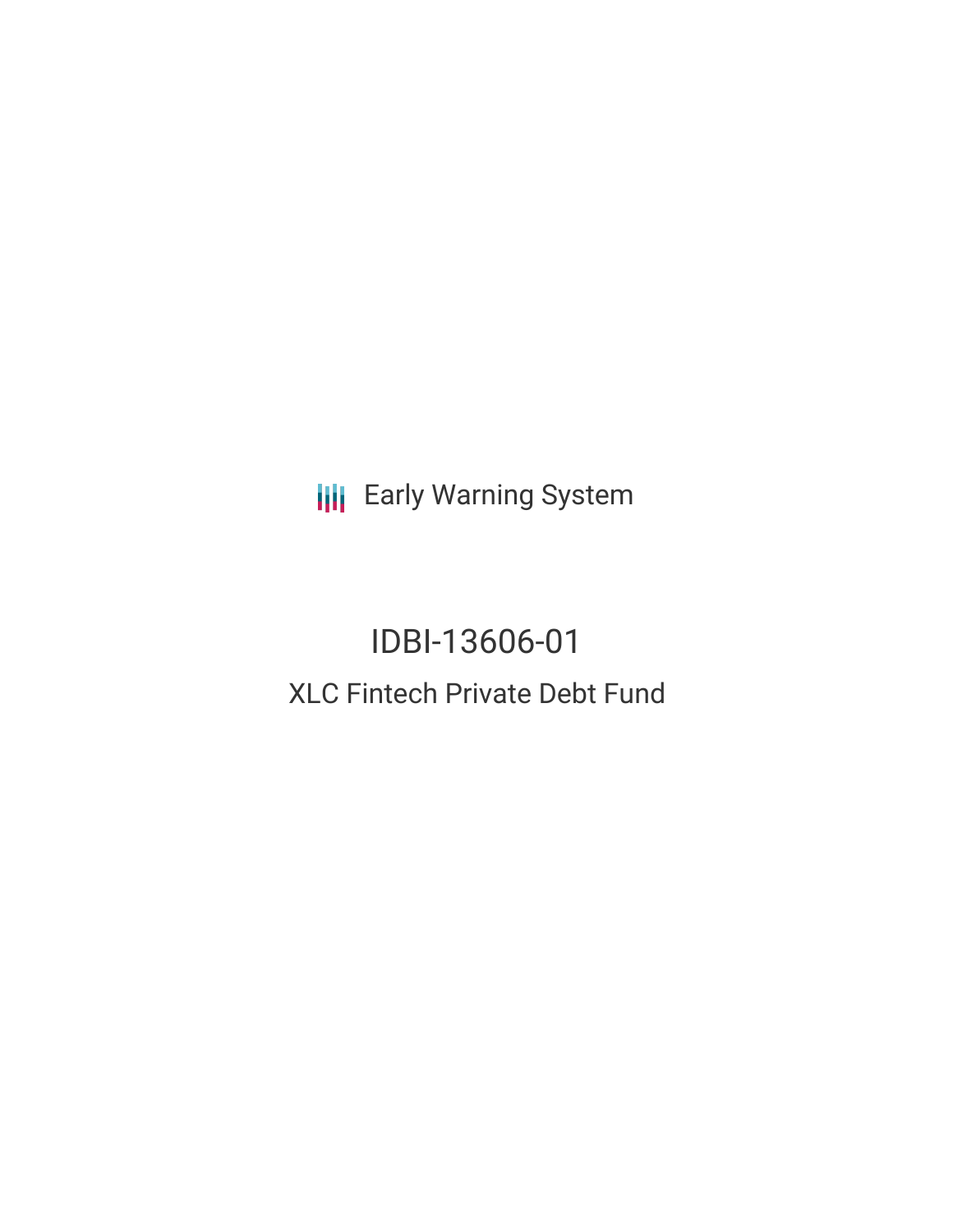Early Warning System

# IDBI-13606-01

## XLC Fintech Private Debt Fund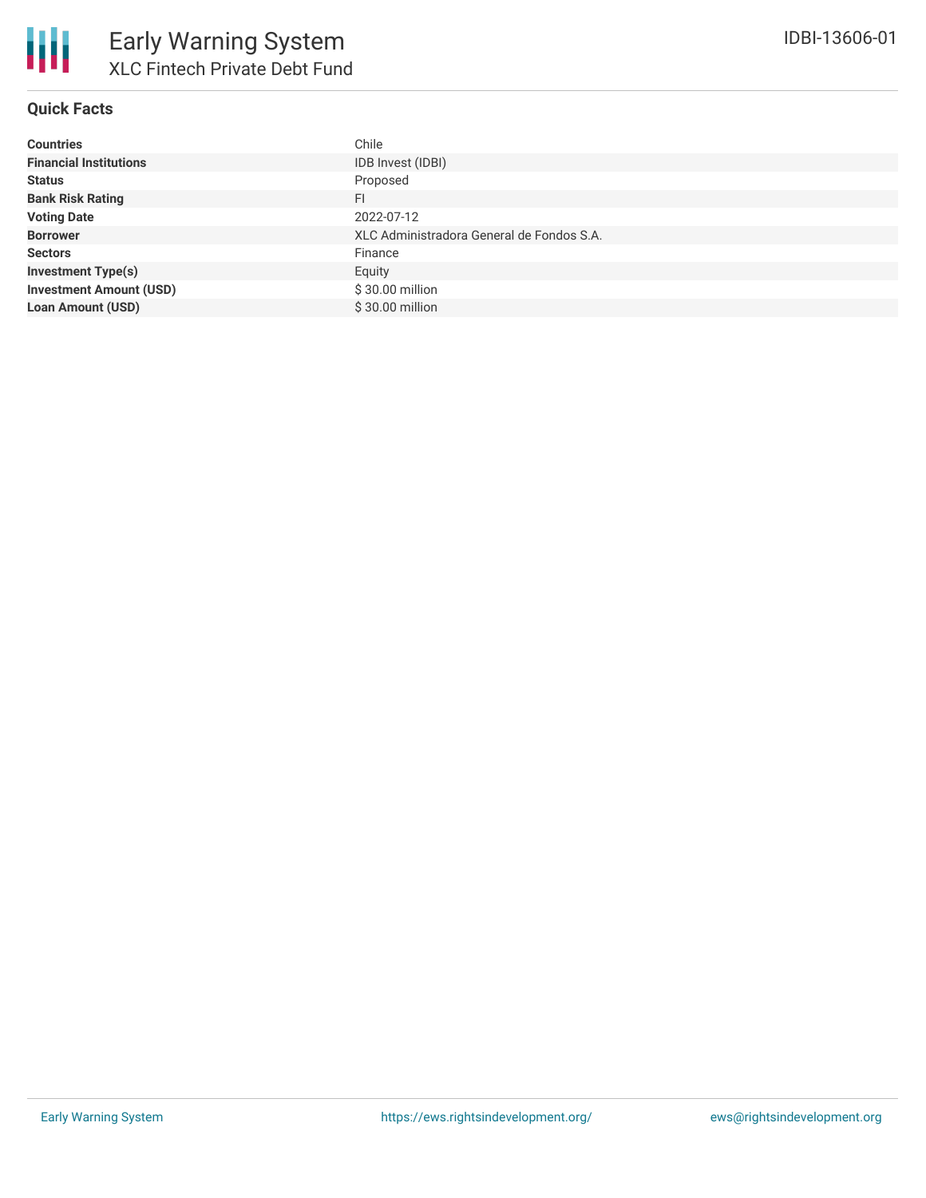# Early Warning System

## XLC Fintech Private Debt Fund

IDBI-13606-01

### Quick Facts

| | |
|---|---|
| **Countries** | Chile |
| **Financial Institutions** | IDB Invest (IDBI) |
| **Status** | Proposed |
| **Bank Risk Rating** | FI |
| **Voting Date** | 2022-07-12 |
| **Borrower** | XLC Administradora General de Fondos S.A. |
| **Sectors** | Finance |
| **Investment Type(s)** | Equity |
| **Investment Amount (USD)** | $ 30.00 million |
| **Loan Amount (USD)** | $ 30.00 million |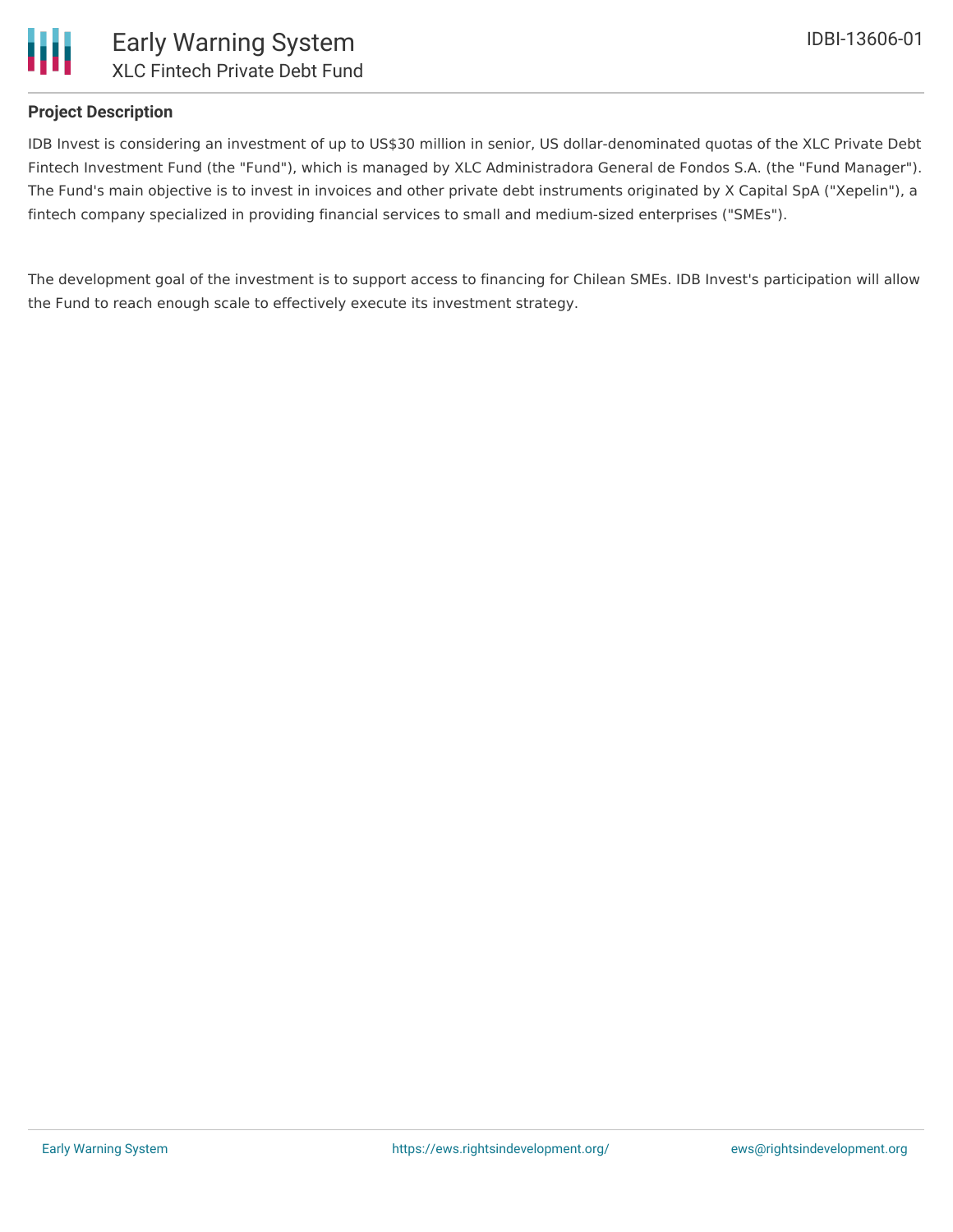## Project Description

IDB Invest is considering an investment of up to US$30 million in senior, US dollar-denominated quotas of the XLC Private Debt Fintech Investment Fund (the "Fund"), which is managed by XLC Administradora General de Fondos S.A. (the "Fund Manager"). The Fund's main objective is to invest in invoices and other private debt instruments originated by X Capital SpA ("Xepelin"), a fintech company specialized in providing financial services to small and medium-sized enterprises ("SMEs").

The development goal of the investment is to support access to financing for Chilean SMEs. IDB Invest's participation will allow the Fund to reach enough scale to effectively execute its investment strategy.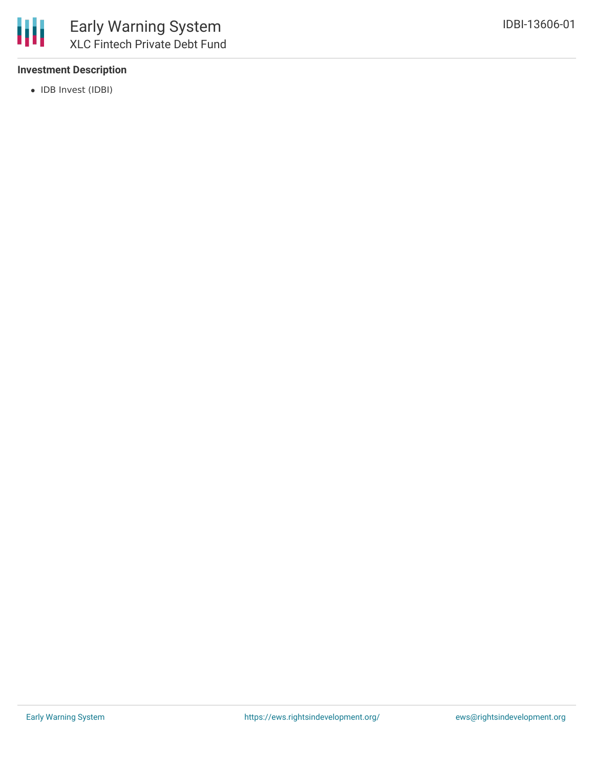### Investment Description

- IDB Invest (IDBI)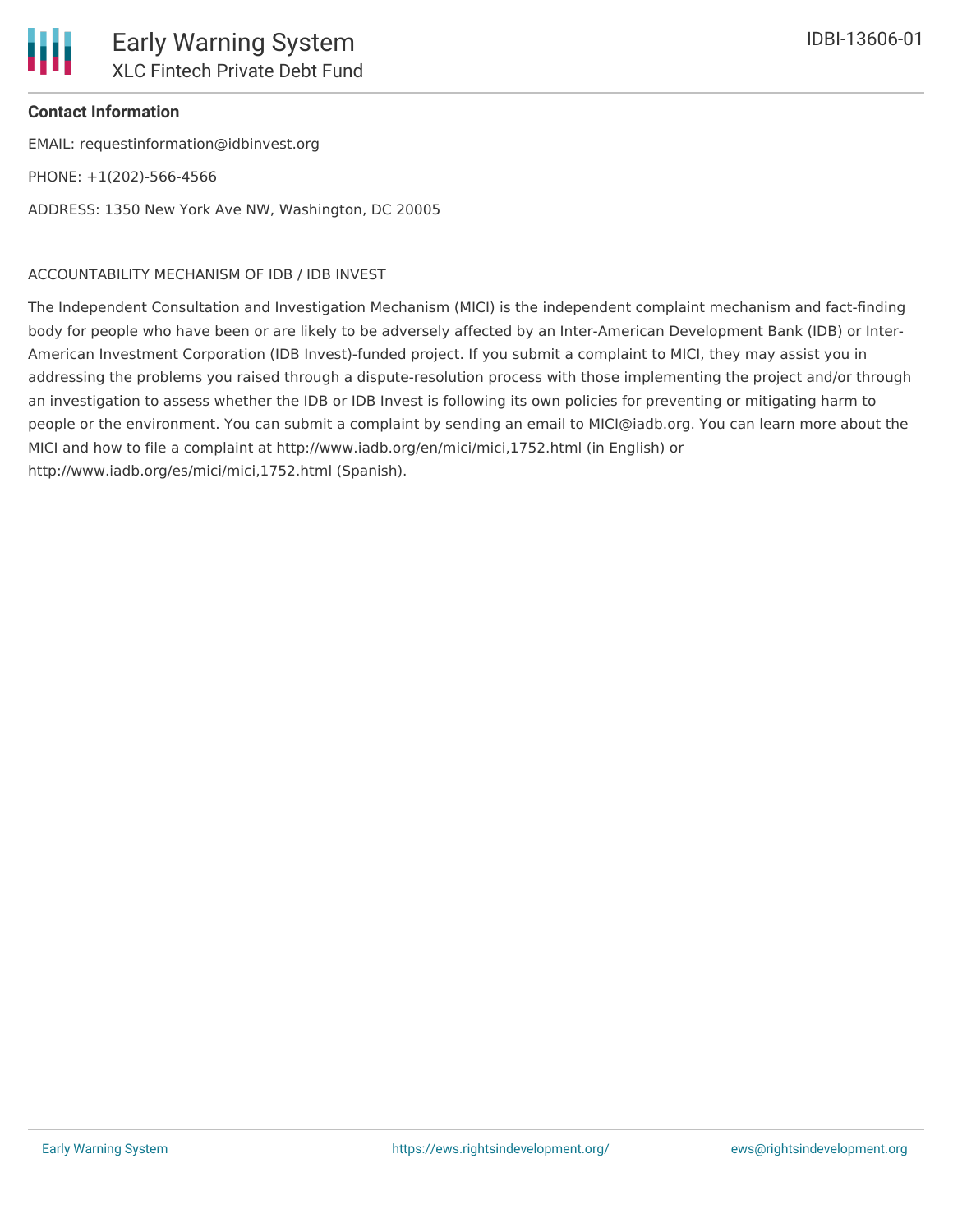**Contact Information**

EMAIL: requestinformation@idbinvest.org

PHONE: +1(202)-566-4566

ADDRESS: 1350 New York Ave NW, Washington, DC 20005

ACCOUNTABILITY MECHANISM OF IDB / IDB INVEST

The Independent Consultation and Investigation Mechanism (MICI) is the independent complaint mechanism and fact-finding body for people who have been or are likely to be adversely affected by an Inter-American Development Bank (IDB) or Inter-American Investment Corporation (IDB Invest)-funded project. If you submit a complaint to MICI, they may assist you in addressing the problems you raised through a dispute-resolution process with those implementing the project and/or through an investigation to assess whether the IDB or IDB Invest is following its own policies for preventing or mitigating harm to people or the environment. You can submit a complaint by sending an email to MICI@iadb.org. You can learn more about the MICI and how to file a complaint at http://www.iadb.org/en/mici/mici,1752.html (in English) or http://www.iadb.org/es/mici/mici,1752.html (Spanish).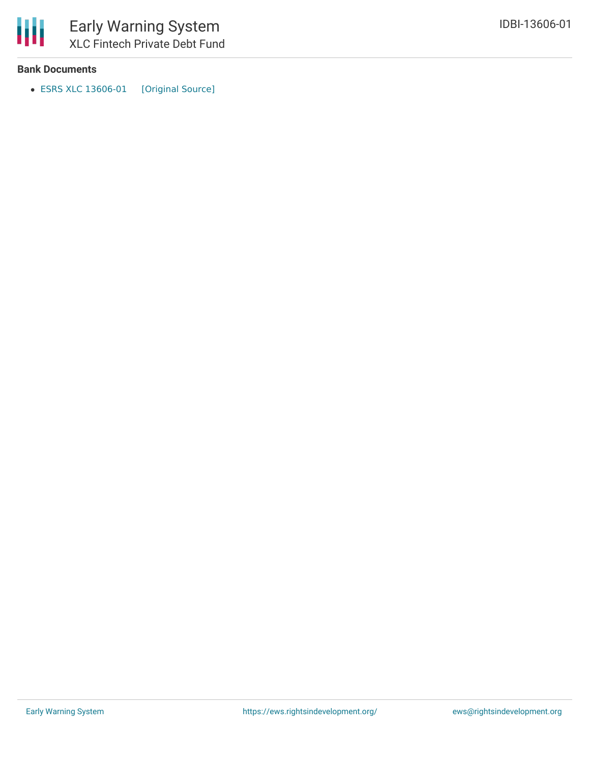**Bank Documents**

- ESRS XLC 13606-01 [Original Source]